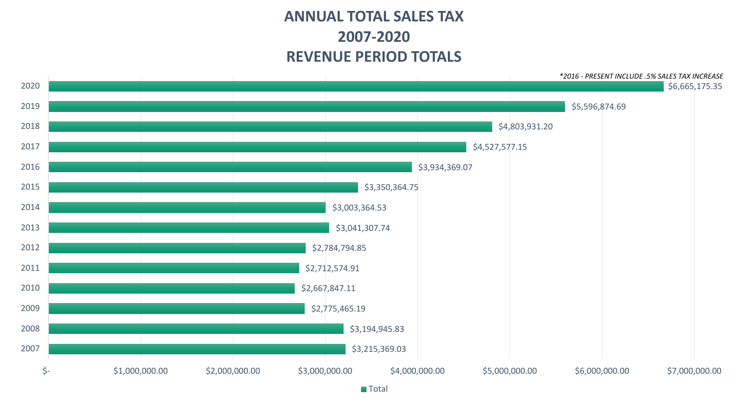# ANNUAL TOTAL SALES TAX
# 2007-2020
# REVENUE PERIOD TOTALS

*\*2016 - PRESENT INCLUDE .5% SALES TAX INCREASE*

| Year | Total |
|---|---|
| 2020 | $6,665,175.35 |
| 2019 | $5,596,874.69 |
| 2018 | $4,803,931.20 |
| 2017 | $4,527,577.15 |
| 2016 | $3,934,369.07 |
| 2015 | $3,350,364.75 |
| 2014 | $3,003,364.53 |
| 2013 | $3,041,307.74 |
| 2012 | $2,784,794.85 |
| 2011 | $2,712,574.91 |
| 2010 | $2,667,847.11 |
| 2009 | $2,775,465.19 |
| 2008 | $3,194,945.83 |
| 2007 | $3,215,369.03 |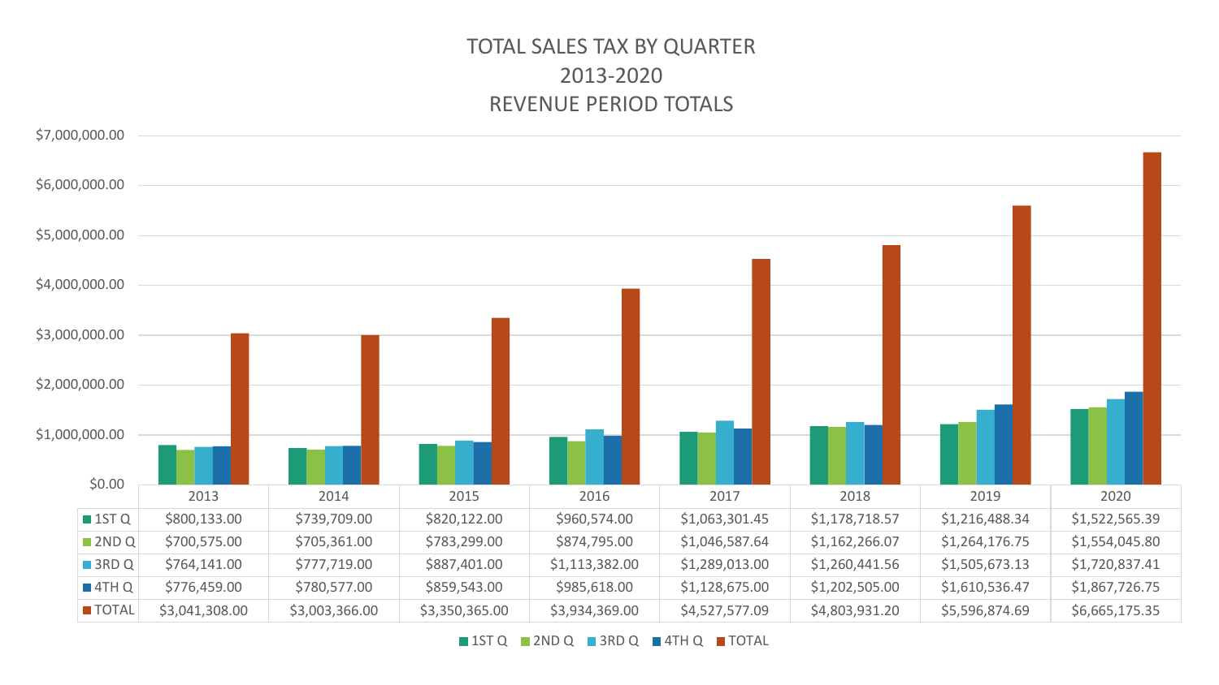# TOTAL SALES TAX BY QUARTER
## 2013-2020
## REVENUE PERIOD TOTALS

| | 2013 | 2014 | 2015 | 2016 | 2017 | 2018 | 2019 | 2020 |
|---|---|---|---|---|---|---|---|---|
| 1ST Q | $800,133.00 | $739,709.00 | $820,122.00 | $960,574.00 | $1,063,301.45 | $1,178,718.57 | $1,216,488.34 | $1,522,565.39 |
| 2ND Q | $700,575.00 | $705,361.00 | $783,299.00 | $874,795.00 | $1,046,587.64 | $1,162,266.07 | $1,264,176.75 | $1,554,045.80 |
| 3RD Q | $764,141.00 | $777,719.00 | $887,401.00 | $1,113,382.00 | $1,289,013.00 | $1,260,441.56 | $1,505,673.13 | $1,720,837.41 |
| 4TH Q | $776,459.00 | $780,577.00 | $859,543.00 | $985,618.00 | $1,128,675.00 | $1,202,505.00 | $1,610,536.47 | $1,867,726.75 |
| TOTAL | $3,041,308.00 | $3,003,366.00 | $3,350,365.00 | $3,934,369.00 | $4,527,577.09 | $4,803,931.20 | $5,596,874.69 | $6,665,175.35 |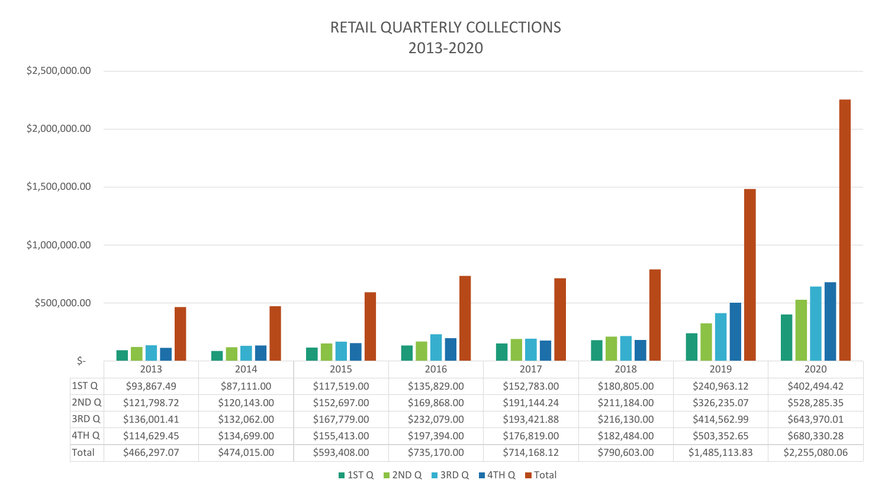# RETAIL QUARTERLY COLLECTIONS
## 2013-2020

| | 2013 | 2014 | 2015 | 2016 | 2017 | 2018 | 2019 | 2020 |
|---|---|---|---|---|---|---|---|---|
| 1ST Q | $93,867.49 | $87,111.00 | $117,519.00 | $135,829.00 | $152,783.00 | $180,805.00 | $240,963.12 | $402,494.42 |
| 2ND Q | $121,798.72 | $120,143.00 | $152,697.00 | $169,868.00 | $191,144.24 | $211,184.00 | $326,235.07 | $528,285.35 |
| 3RD Q | $136,001.41 | $132,062.00 | $167,779.00 | $232,079.00 | $193,421.88 | $216,130.00 | $414,562.99 | $643,970.01 |
| 4TH Q | $114,629.45 | $134,699.00 | $155,413.00 | $197,394.00 | $176,819.00 | $182,484.00 | $503,352.65 | $680,330.28 |
| Total | $466,297.07 | $474,015.00 | $593,408.00 | $735,170.00 | $714,168.12 | $790,603.00 | $1,485,113.83 | $2,255,080.06 |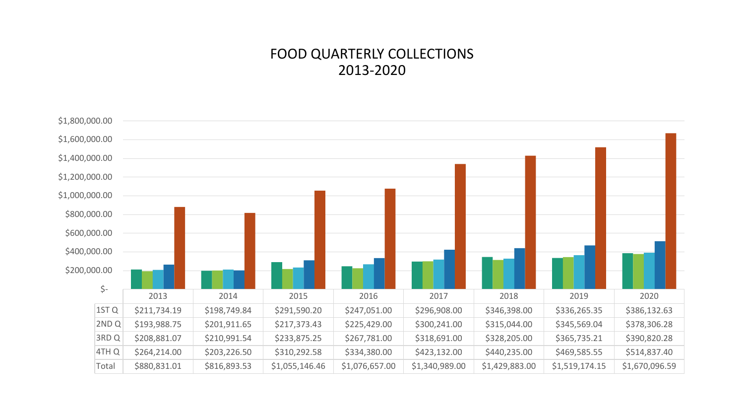# FOOD QUARTERLY COLLECTIONS
# 2013-2020

| | 2013 | 2014 | 2015 | 2016 | 2017 | 2018 | 2019 | 2020 |
|---|---|---|---|---|---|---|---|---|
| 1ST Q | $211,734.19 | $198,749.84 | $291,590.20 | $247,051.00 | $296,908.00 | $346,398.00 | $336,265.35 | $386,132.63 |
| 2ND Q | $193,988.75 | $201,911.65 | $217,373.43 | $225,429.00 | $300,241.00 | $315,044.00 | $345,569.04 | $378,306.28 |
| 3RD Q | $208,881.07 | $210,991.54 | $233,875.25 | $267,781.00 | $318,691.00 | $328,205.00 | $365,735.21 | $390,820.28 |
| 4TH Q | $264,214.00 | $203,226.50 | $310,292.58 | $334,380.00 | $423,132.00 | $440,235.00 | $469,585.55 | $514,837.40 |
| Total | $880,831.01 | $816,893.53 | $1,055,146.46 | $1,076,657.00 | $1,340,989.00 | $1,429,883.00 | $1,519,174.15 | $1,670,096.59 |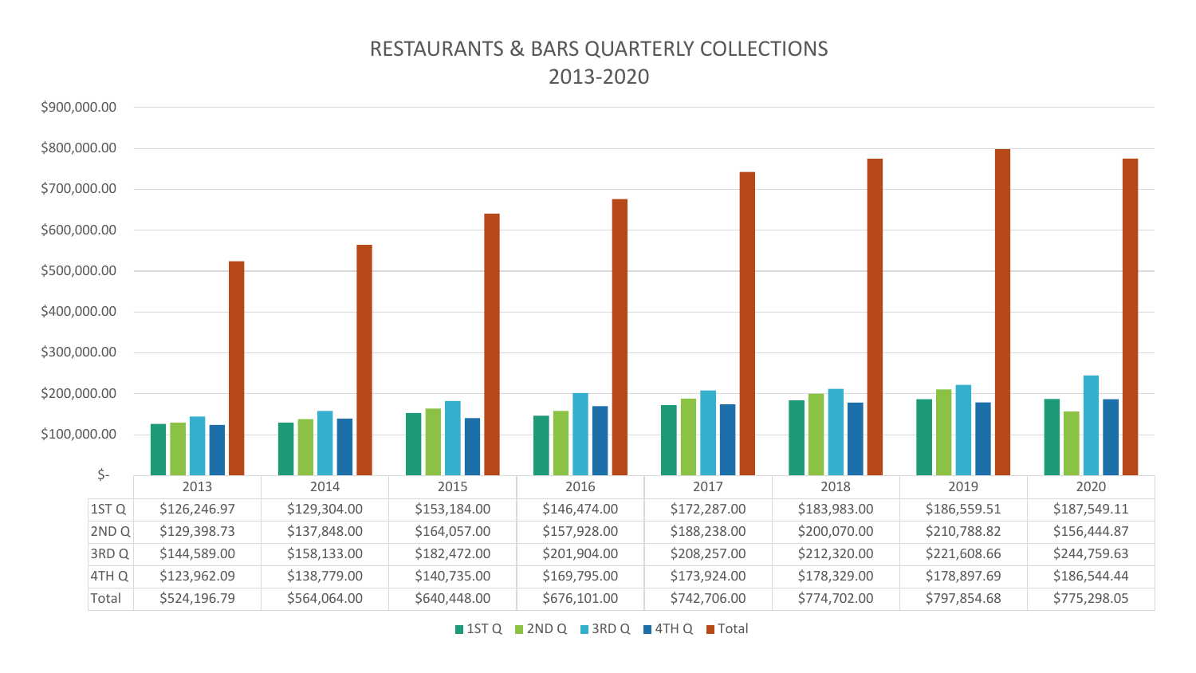# RESTAURANTS & BARS QUARTERLY COLLECTIONS 2013-2020

| | 2013 | 2014 | 2015 | 2016 | 2017 | 2018 | 2019 | 2020 |
|---|---|---|---|---|---|---|---|---|
| 1ST Q | $126,246.97 | $129,304.00 | $153,184.00 | $146,474.00 | $172,287.00 | $183,983.00 | $186,559.51 | $187,549.11 |
| 2ND Q | $129,398.73 | $137,848.00 | $164,057.00 | $157,928.00 | $188,238.00 | $200,070.00 | $210,788.82 | $156,444.87 |
| 3RD Q | $144,589.00 | $158,133.00 | $182,472.00 | $201,904.00 | $208,257.00 | $212,320.00 | $221,608.66 | $244,759.63 |
| 4TH Q | $123,962.09 | $138,779.00 | $140,735.00 | $169,795.00 | $173,924.00 | $178,329.00 | $178,897.69 | $186,544.44 |
| Total | $524,196.79 | $564,064.00 | $640,448.00 | $676,101.00 | $742,706.00 | $774,702.00 | $797,854.68 | $775,298.05 |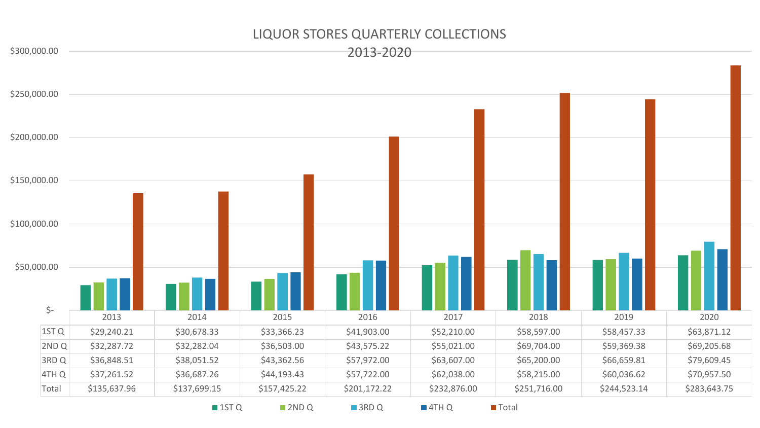# LIQUOR STORES QUARTERLY COLLECTIONS 2013-2020

| | 2013 | 2014 | 2015 | 2016 | 2017 | 2018 | 2019 | 2020 |
|---|---|---|---|---|---|---|---|---|
| 1ST Q | $29,240.21 | $30,678.33 | $33,366.23 | $41,903.00 | $52,210.00 | $58,597.00 | $58,457.33 | $63,871.12 |
| 2ND Q | $32,287.72 | $32,282.04 | $36,503.00 | $43,575.22 | $55,021.00 | $69,704.00 | $59,369.38 | $69,205.68 |
| 3RD Q | $36,848.51 | $38,051.52 | $43,362.56 | $57,972.00 | $63,607.00 | $65,200.00 | $66,659.81 | $79,609.45 |
| 4TH Q | $37,261.52 | $36,687.26 | $44,193.43 | $57,722.00 | $62,038.00 | $58,215.00 | $60,036.62 | $70,957.50 |
| Total | $135,637.96 | $137,699.15 | $157,425.22 | $201,172.22 | $232,876.00 | $251,716.00 | $244,523.14 | $283,643.75 |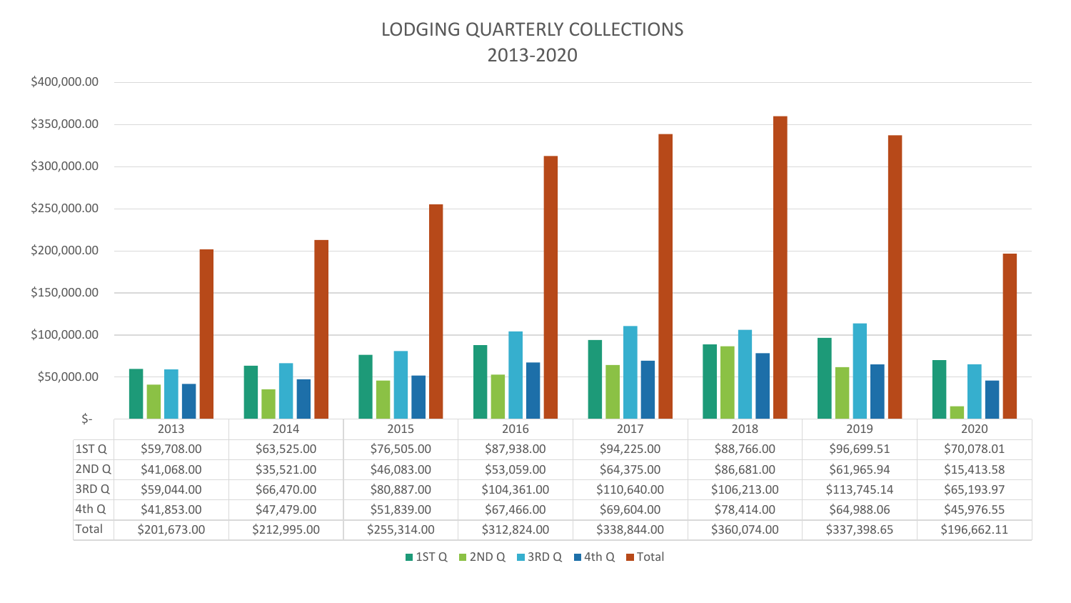# LODGING QUARTERLY COLLECTIONS
## 2013-2020

| | 2013 | 2014 | 2015 | 2016 | 2017 | 2018 | 2019 | 2020 |
|---|---|---|---|---|---|---|---|---|
| 1ST Q | $59,708.00 | $63,525.00 | $76,505.00 | $87,938.00 | $94,225.00 | $88,766.00 | $96,699.51 | $70,078.01 |
| 2ND Q | $41,068.00 | $35,521.00 | $46,083.00 | $53,059.00 | $64,375.00 | $86,681.00 | $61,965.94 | $15,413.58 |
| 3RD Q | $59,044.00 | $66,470.00 | $80,887.00 | $104,361.00 | $110,640.00 | $106,213.00 | $113,745.14 | $65,193.97 |
| 4th Q | $41,853.00 | $47,479.00 | $51,839.00 | $67,466.00 | $69,604.00 | $78,414.00 | $64,988.06 | $45,976.55 |
| Total | $201,673.00 | $212,995.00 | $255,314.00 | $312,824.00 | $338,844.00 | $360,074.00 | $337,398.65 | $196,662.11 |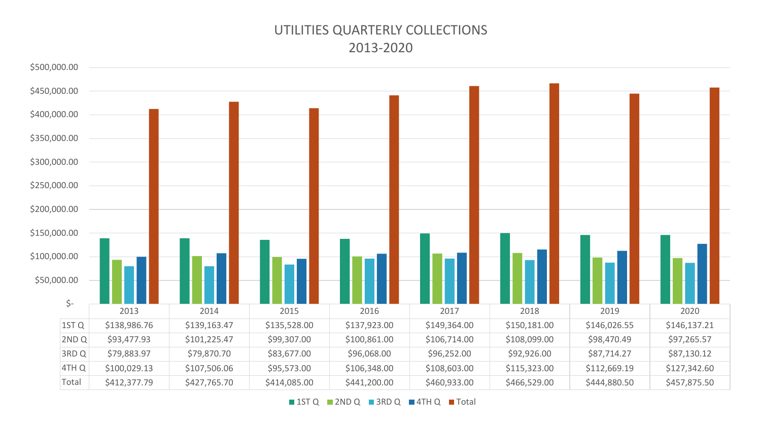# UTILITIES QUARTERLY COLLECTIONS
## 2013-2020

| | 2013 | 2014 | 2015 | 2016 | 2017 | 2018 | 2019 | 2020 |
|---|---|---|---|---|---|---|---|---|
| 1ST Q | $138,986.76 | $139,163.47 | $135,528.00 | $137,923.00 | $149,364.00 | $150,181.00 | $146,026.55 | $146,137.21 |
| 2ND Q | $93,477.93 | $101,225.47 | $99,307.00 | $100,861.00 | $106,714.00 | $108,099.00 | $98,470.49 | $97,265.57 |
| 3RD Q | $79,883.97 | $79,870.70 | $83,677.00 | $96,068.00 | $96,252.00 | $92,926.00 | $87,714.27 | $87,130.12 |
| 4TH Q | $100,029.13 | $107,506.06 | $95,573.00 | $106,348.00 | $108,603.00 | $115,323.00 | $112,669.19 | $127,342.60 |
| Total | $412,377.79 | $427,765.70 | $414,085.00 | $441,200.00 | $460,933.00 | $466,529.00 | $444,880.50 | $457,875.50 |

■ 1ST Q ■ 2ND Q ■ 3RD Q ■ 4TH Q ■ Total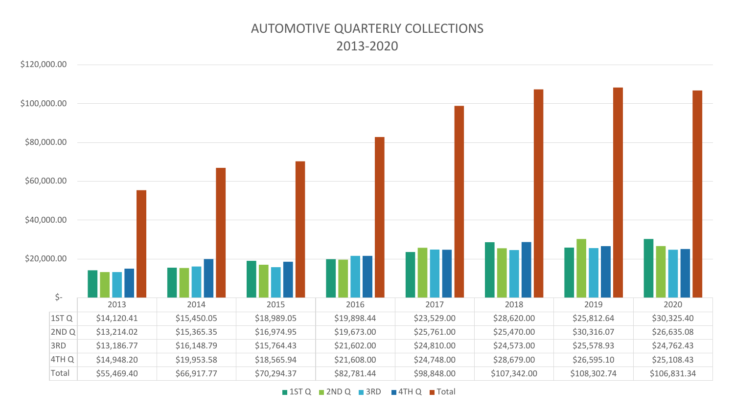# AUTOMOTIVE QUARTERLY COLLECTIONS 2013-2020

| | 2013 | 2014 | 2015 | 2016 | 2017 | 2018 | 2019 | 2020 |
|---|---|---|---|---|---|---|---|---|
| 1ST Q | $14,120.41 | $15,450.05 | $18,989.05 | $19,898.44 | $23,529.00 | $28,620.00 | $25,812.64 | $30,325.40 |
| 2ND Q | $13,214.02 | $15,365.35 | $16,974.95 | $19,673.00 | $25,761.00 | $25,470.00 | $30,316.07 | $26,635.08 |
| 3RD | $13,186.77 | $16,148.79 | $15,764.43 | $21,602.00 | $24,810.00 | $24,573.00 | $25,578.93 | $24,762.43 |
| 4TH Q | $14,948.20 | $19,953.58 | $18,565.94 | $21,608.00 | $24,748.00 | $28,679.00 | $26,595.10 | $25,108.43 |
| Total | $55,469.40 | $66,917.77 | $70,294.37 | $82,781.44 | $98,848.00 | $107,342.00 | $108,302.74 | $106,831.34 |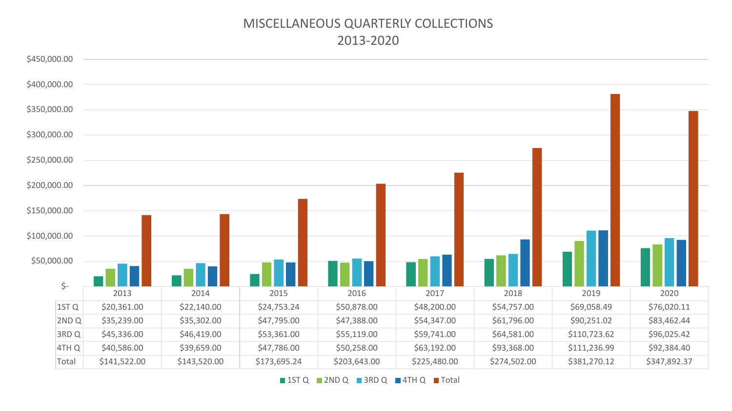# MISCELLANEOUS QUARTERLY COLLECTIONS
## 2013-2020

| | 2013 | 2014 | 2015 | 2016 | 2017 | 2018 | 2019 | 2020 |
|---|---|---|---|---|---|---|---|---|
| 1ST Q | $20,361.00 | $22,140.00 | $24,753.24 | $50,878.00 | $48,200.00 | $54,757.00 | $69,058.49 | $76,020.11 |
| 2ND Q | $35,239.00 | $35,302.00 | $47,795.00 | $47,388.00 | $54,347.00 | $61,796.00 | $90,251.02 | $83,462.44 |
| 3RD Q | $45,336.00 | $46,419.00 | $53,361.00 | $55,119.00 | $59,741.00 | $64,581.00 | $110,723.62 | $96,025.42 |
| 4TH Q | $40,586.00 | $39,659.00 | $47,786.00 | $50,258.00 | $63,192.00 | $93,368.00 | $111,236.99 | $92,384.40 |
| Total | $141,522.00 | $143,520.00 | $173,695.24 | $203,643.00 | $225,480.00 | $274,502.00 | $381,270.12 | $347,892.37 |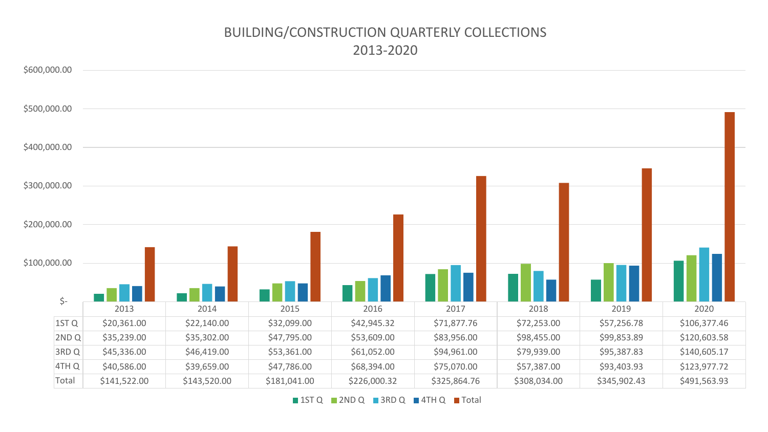# BUILDING/CONSTRUCTION QUARTERLY COLLECTIONS 2013-2020

| | 2013 | 2014 | 2015 | 2016 | 2017 | 2018 | 2019 | 2020 |
|---|---|---|---|---|---|---|---|---|
| 1ST Q | $20,361.00 | $22,140.00 | $32,099.00 | $42,945.32 | $71,877.76 | $72,253.00 | $57,256.78 | $106,377.46 |
| 2ND Q | $35,239.00 | $35,302.00 | $47,795.00 | $53,609.00 | $83,956.00 | $98,455.00 | $99,853.89 | $120,603.58 |
| 3RD Q | $45,336.00 | $46,419.00 | $53,361.00 | $61,052.00 | $94,961.00 | $79,939.00 | $95,387.83 | $140,605.17 |
| 4TH Q | $40,586.00 | $39,659.00 | $47,786.00 | $68,394.00 | $75,070.00 | $57,387.00 | $93,403.93 | $123,977.72 |
| Total | $141,522.00 | $143,520.00 | $181,041.00 | $226,000.32 | $325,864.76 | $308,034.00 | $345,902.43 | $491,563.93 |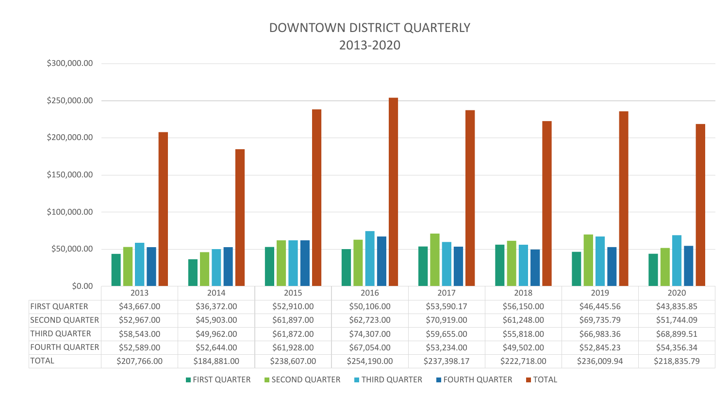# DOWNTOWN DISTRICT QUARTERLY
## 2013-2020

| | 2013 | 2014 | 2015 | 2016 | 2017 | 2018 | 2019 | 2020 |
|---|---|---|---|---|---|---|---|---|
| FIRST QUARTER | $43,667.00 | $36,372.00 | $52,910.00 | $50,106.00 | $53,590.17 | $56,150.00 | $46,445.56 | $43,835.85 |
| SECOND QUARTER | $52,967.00 | $45,903.00 | $61,897.00 | $62,723.00 | $70,919.00 | $61,248.00 | $69,735.79 | $51,744.09 |
| THIRD QUARTER | $58,543.00 | $49,962.00 | $61,872.00 | $74,307.00 | $59,655.00 | $55,818.00 | $66,983.36 | $68,899.51 |
| FOURTH QUARTER | $52,589.00 | $52,644.00 | $61,928.00 | $67,054.00 | $53,234.00 | $49,502.00 | $52,845.23 | $54,356.34 |
| TOTAL | $207,766.00 | $184,881.00 | $238,607.00 | $254,190.00 | $237,398.17 | $222,718.00 | $236,009.94 | $218,835.79 |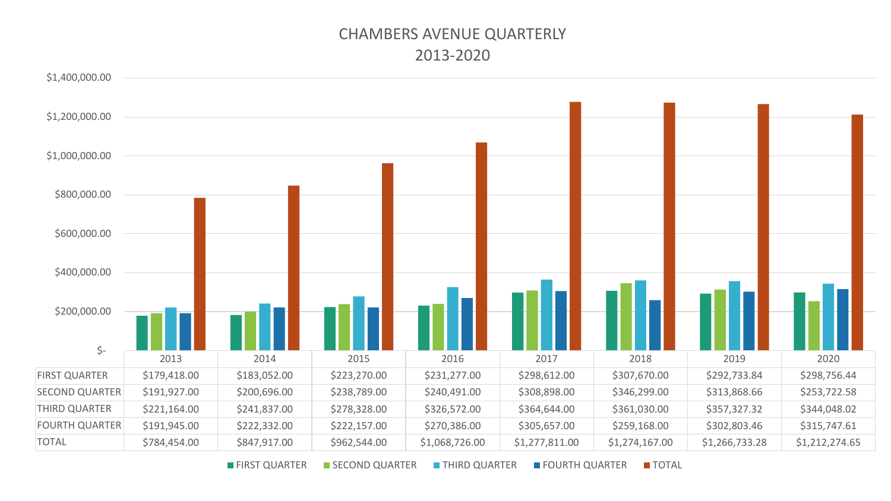# CHAMBERS AVENUE QUARTERLY
## 2013-2020

| | 2013 | 2014 | 2015 | 2016 | 2017 | 2018 | 2019 | 2020 |
|---|---|---|---|---|---|---|---|---|
| FIRST QUARTER | $179,418.00 | $183,052.00 | $223,270.00 | $231,277.00 | $298,612.00 | $307,670.00 | $292,733.84 | $298,756.44 |
| SECOND QUARTER | $191,927.00 | $200,696.00 | $238,789.00 | $240,491.00 | $308,898.00 | $346,299.00 | $313,868.66 | $253,722.58 |
| THIRD QUARTER | $221,164.00 | $241,837.00 | $278,328.00 | $326,572.00 | $364,644.00 | $361,030.00 | $357,327.32 | $344,048.02 |
| FOURTH QUARTER | $191,945.00 | $222,332.00 | $222,157.00 | $270,386.00 | $305,657.00 | $259,168.00 | $302,803.46 | $315,747.61 |
| TOTAL | $784,454.00 | $847,917.00 | $962,544.00 | $1,068,726.00 | $1,277,811.00 | $1,274,167.00 | $1,266,733.28 | $1,212,274.65 |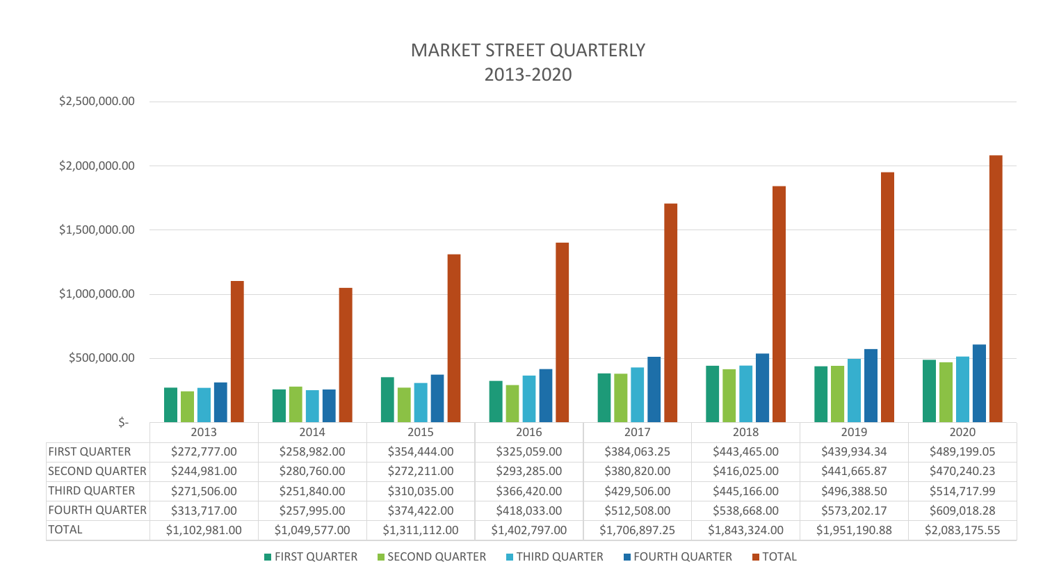# MARKET STREET QUARTERLY
## 2013-2020

| | 2013 | 2014 | 2015 | 2016 | 2017 | 2018 | 2019 | 2020 |
|---|---|---|---|---|---|---|---|---|
| FIRST QUARTER | $272,777.00 | $258,982.00 | $354,444.00 | $325,059.00 | $384,063.25 | $443,465.00 | $439,934.34 | $489,199.05 |
| SECOND QUARTER | $244,981.00 | $280,760.00 | $272,211.00 | $293,285.00 | $380,820.00 | $416,025.00 | $441,665.87 | $470,240.23 |
| THIRD QUARTER | $271,506.00 | $251,840.00 | $310,035.00 | $366,420.00 | $429,506.00 | $445,166.00 | $496,388.50 | $514,717.99 |
| FOURTH QUARTER | $313,717.00 | $257,995.00 | $374,422.00 | $418,033.00 | $512,508.00 | $538,668.00 | $573,202.17 | $609,018.28 |
| TOTAL | $1,102,981.00 | $1,049,577.00 | $1,311,112.00 | $1,402,797.00 | $1,706,897.25 | $1,843,324.00 | $1,951,190.88 | $2,083,175.55 |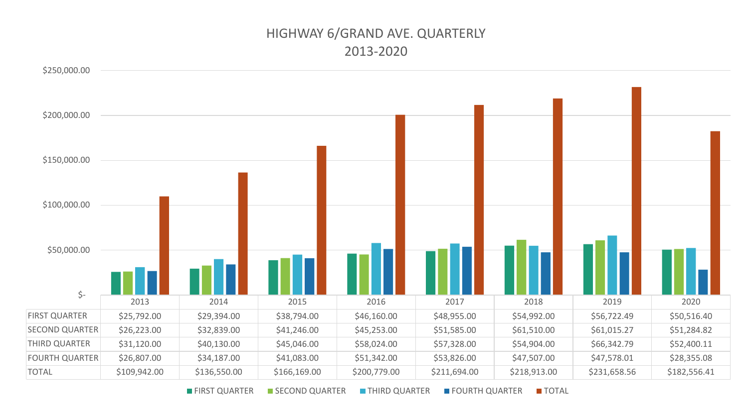# HIGHWAY 6/GRAND AVE. QUARTERLY
## 2013-2020

| | 2013 | 2014 | 2015 | 2016 | 2017 | 2018 | 2019 | 2020 |
|---|---|---|---|---|---|---|---|---|
| FIRST QUARTER | $25,792.00 | $29,394.00 | $38,794.00 | $46,160.00 | $48,955.00 | $54,992.00 | $56,722.49 | $50,516.40 |
| SECOND QUARTER | $26,223.00 | $32,839.00 | $41,246.00 | $45,253.00 | $51,585.00 | $61,510.00 | $61,015.27 | $51,284.82 |
| THIRD QUARTER | $31,120.00 | $40,130.00 | $45,046.00 | $58,024.00 | $57,328.00 | $54,904.00 | $66,342.79 | $52,400.11 |
| FOURTH QUARTER | $26,807.00 | $34,187.00 | $41,083.00 | $51,342.00 | $53,826.00 | $47,507.00 | $47,578.01 | $28,355.08 |
| TOTAL | $109,942.00 | $136,550.00 | $166,169.00 | $200,779.00 | $211,694.00 | $218,913.00 | $231,658.56 | $182,556.41 |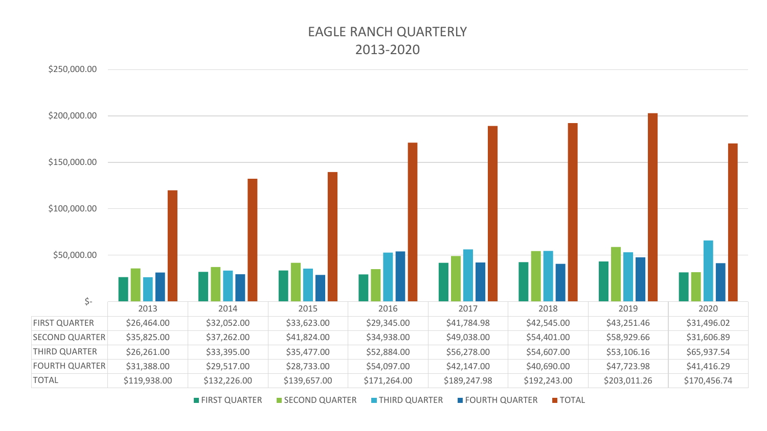# EAGLE RANCH QUARTERLY
## 2013-2020

| | 2013 | 2014 | 2015 | 2016 | 2017 | 2018 | 2019 | 2020 |
|---|---|---|---|---|---|---|---|---|
| FIRST QUARTER | $26,464.00 | $32,052.00 | $33,623.00 | $29,345.00 | $41,784.98 | $42,545.00 | $43,251.46 | $31,496.02 |
| SECOND QUARTER | $35,825.00 | $37,262.00 | $41,824.00 | $34,938.00 | $49,038.00 | $54,401.00 | $58,929.66 | $31,606.89 |
| THIRD QUARTER | $26,261.00 | $33,395.00 | $35,477.00 | $52,884.00 | $56,278.00 | $54,607.00 | $53,106.16 | $65,937.54 |
| FOURTH QUARTER | $31,388.00 | $29,517.00 | $28,733.00 | $54,097.00 | $42,147.00 | $40,690.00 | $47,723.98 | $41,416.29 |
| TOTAL | $119,938.00 | $132,226.00 | $139,657.00 | $171,264.00 | $189,247.98 | $192,243.00 | $203,011.26 | $170,456.74 |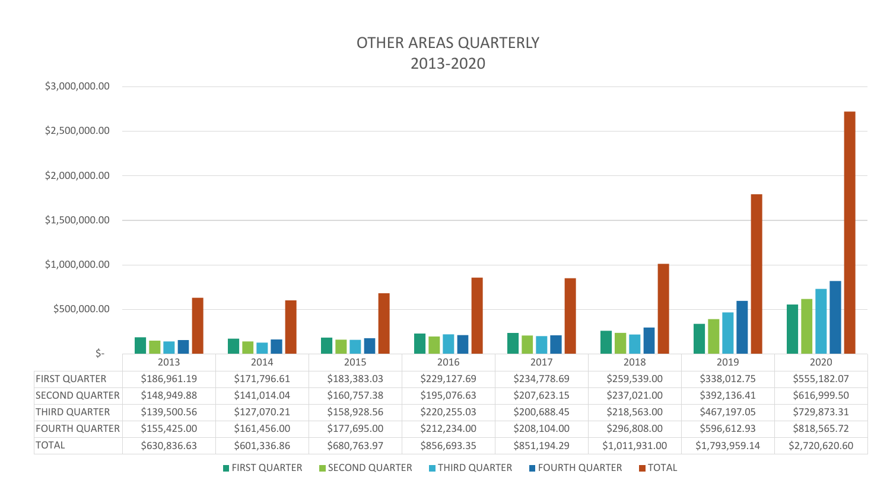OTHER AREAS QUARTERLY
2013-2020

$3,000,000.00
$2,500,000.00
$2,000,000.00
$1,500,000.00
$1,000,000.00
$500,000.00
$-

| | 2013 | 2014 | 2015 | 2016 | 2017 | 2018 | 2019 | 2020 |
|---|---|---|---|---|---|---|---|---|
| FIRST QUARTER | $186,961.19 | $171,796.61 | $183,383.03 | $229,127.69 | $234,778.69 | $259,539.00 | $338,012.75 | $555,182.07 |
| SECOND QUARTER | $148,949.88 | $141,014.04 | $160,757.38 | $195,076.63 | $207,623.15 | $237,021.00 | $392,136.41 | $616,999.50 |
| THIRD QUARTER | $139,500.56 | $127,070.21 | $158,928.56 | $220,255.03 | $200,688.45 | $218,563.00 | $467,197.05 | $729,873.31 |
| FOURTH QUARTER | $155,425.00 | $161,456.00 | $177,695.00 | $212,234.00 | $208,104.00 | $296,808.00 | $596,612.93 | $818,565.72 |
| TOTAL | $630,836.63 | $601,336.86 | $680,763.97 | $856,693.35 | $851,194.29 | $1,011,931.00 | $1,793,959.14 | $2,720,620.60 |

FIRST QUARTER, SECOND QUARTER, THIRD QUARTER, FOURTH QUARTER, TOTAL